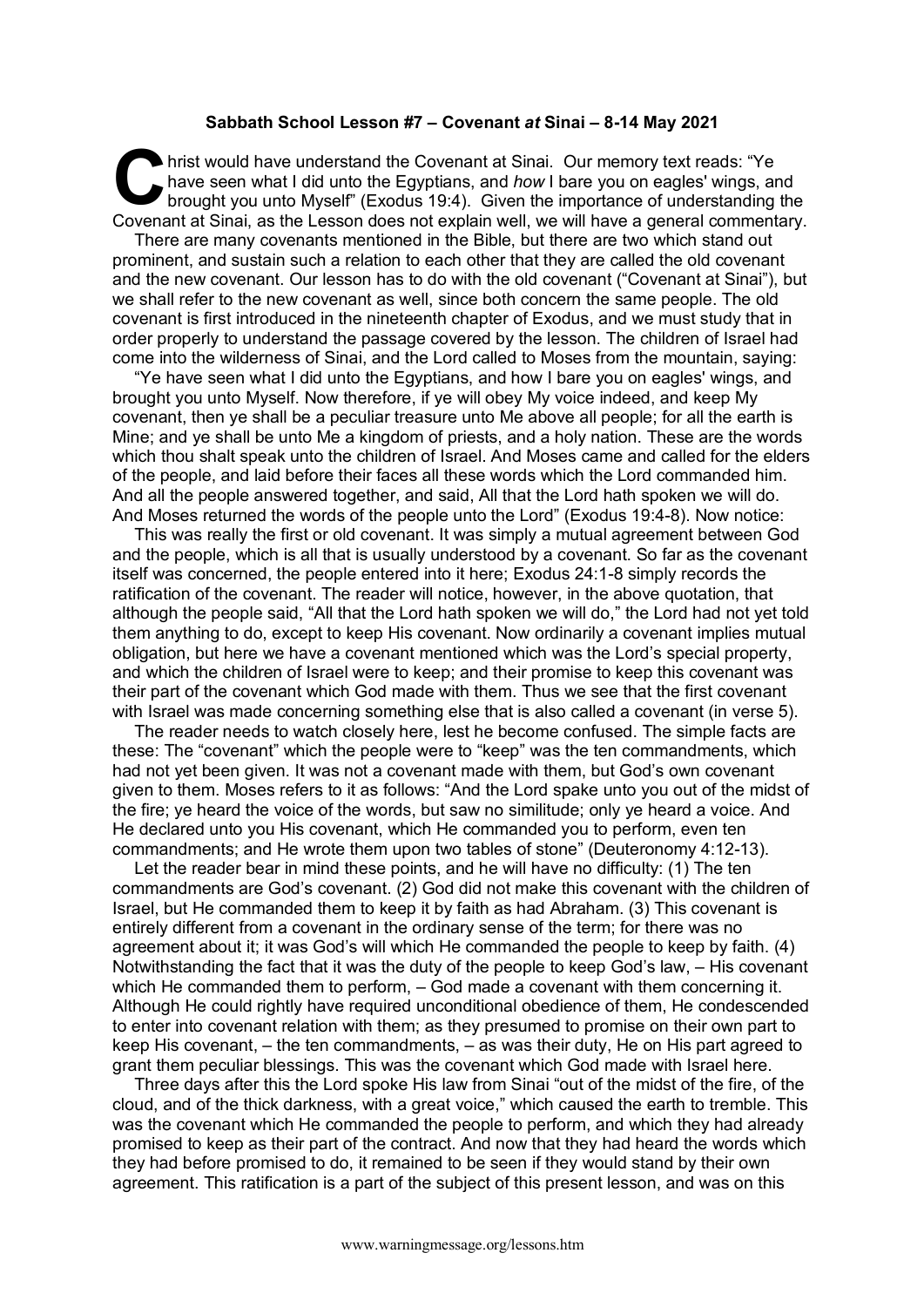**Sabbath School Lesson #7 – Covenant *at* Sinai – 8-14 May 2021**

Christ would have understand the Covenant at Sinai. Our memory text reads: "Ye have seen what I did unto the Egyptians, and *how* I bare you on eagles' wings, and brought you unto Myself" (Exodus 19:4). Given the importance of understanding the Covenant at Sinai, as the Lesson does not explain well, we will have a general commentary.

There are many covenants mentioned in the Bible, but there are two which stand out prominent, and sustain such a relation to each other that they are called the old covenant and the new covenant. Our lesson has to do with the old covenant ("Covenant at Sinai"), but we shall refer to the new covenant as well, since both concern the same people. The old covenant is first introduced in the nineteenth chapter of Exodus, and we must study that in order properly to understand the passage covered by the lesson. The children of Israel had come into the wilderness of Sinai, and the Lord called to Moses from the mountain, saying:

"Ye have seen what I did unto the Egyptians, and how I bare you on eagles' wings, and brought you unto Myself. Now therefore, if ye will obey My voice indeed, and keep My covenant, then ye shall be a peculiar treasure unto Me above all people; for all the earth is Mine; and ye shall be unto Me a kingdom of priests, and a holy nation. These are the words which thou shalt speak unto the children of Israel. And Moses came and called for the elders of the people, and laid before their faces all these words which the Lord commanded him. And all the people answered together, and said, All that the Lord hath spoken we will do. And Moses returned the words of the people unto the Lord" (Exodus 19:4-8). Now notice:

This was really the first or old covenant. It was simply a mutual agreement between God and the people, which is all that is usually understood by a covenant. So far as the covenant itself was concerned, the people entered into it here; Exodus 24:1-8 simply records the ratification of the covenant. The reader will notice, however, in the above quotation, that although the people said, "All that the Lord hath spoken we will do," the Lord had not yet told them anything to do, except to keep His covenant. Now ordinarily a covenant implies mutual obligation, but here we have a covenant mentioned which was the Lord's special property, and which the children of Israel were to keep; and their promise to keep this covenant was their part of the covenant which God made with them. Thus we see that the first covenant with Israel was made concerning something else that is also called a covenant (in verse 5).

The reader needs to watch closely here, lest he become confused. The simple facts are these: The "covenant" which the people were to "keep" was the ten commandments, which had not yet been given. It was not a covenant made with them, but God's own covenant given to them. Moses refers to it as follows: "And the Lord spake unto you out of the midst of the fire; ye heard the voice of the words, but saw no similitude; only ye heard a voice. And He declared unto you His covenant, which He commanded you to perform, even ten commandments; and He wrote them upon two tables of stone" (Deuteronomy 4:12-13).

Let the reader bear in mind these points, and he will have no difficulty: (1) The ten commandments are God's covenant. (2) God did not make this covenant with the children of Israel, but He commanded them to keep it by faith as had Abraham. (3) This covenant is entirely different from a covenant in the ordinary sense of the term; for there was no agreement about it; it was God's will which He commanded the people to keep by faith. (4) Notwithstanding the fact that it was the duty of the people to keep God's law, – His covenant which He commanded them to perform, – God made a covenant with them concerning it. Although He could rightly have required unconditional obedience of them, He condescended to enter into covenant relation with them; as they presumed to promise on their own part to keep His covenant, – the ten commandments, – as was their duty, He on His part agreed to grant them peculiar blessings. This was the covenant which God made with Israel here.

Three days after this the Lord spoke His law from Sinai "out of the midst of the fire, of the cloud, and of the thick darkness, with a great voice," which caused the earth to tremble. This was the covenant which He commanded the people to perform, and which they had already promised to keep as their part of the contract. And now that they had heard the words which they had before promised to do, it remained to be seen if they would stand by their own agreement. This ratification is a part of the subject of this present lesson, and was on this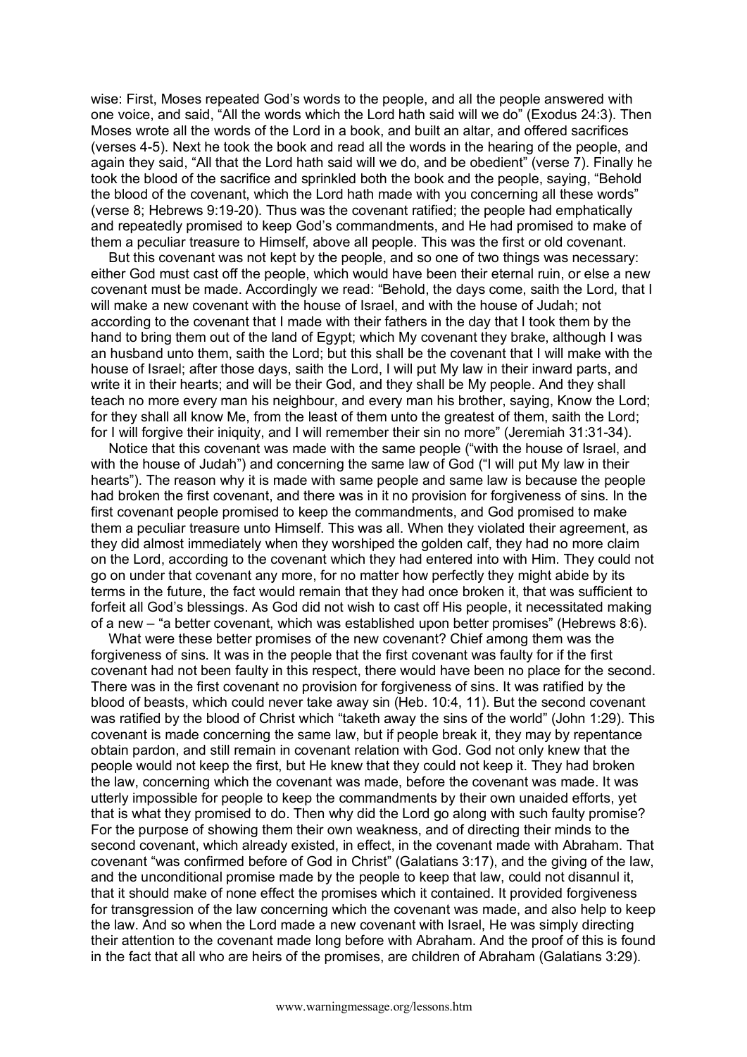wise: First, Moses repeated God's words to the people, and all the people answered with one voice, and said, "All the words which the Lord hath said will we do" (Exodus 24:3). Then Moses wrote all the words of the Lord in a book, and built an altar, and offered sacrifices (verses 4-5). Next he took the book and read all the words in the hearing of the people, and again they said, "All that the Lord hath said will we do, and be obedient" (verse 7). Finally he took the blood of the sacrifice and sprinkled both the book and the people, saying, "Behold the blood of the covenant, which the Lord hath made with you concerning all these words" (verse 8; Hebrews 9:19-20). Thus was the covenant ratified; the people had emphatically and repeatedly promised to keep God's commandments, and He had promised to make of them a peculiar treasure to Himself, above all people. This was the first or old covenant.

But this covenant was not kept by the people, and so one of two things was necessary: either God must cast off the people, which would have been their eternal ruin, or else a new covenant must be made. Accordingly we read: "Behold, the days come, saith the Lord, that I will make a new covenant with the house of Israel, and with the house of Judah; not according to the covenant that I made with their fathers in the day that I took them by the hand to bring them out of the land of Egypt; which My covenant they brake, although I was an husband unto them, saith the Lord; but this shall be the covenant that I will make with the house of Israel; after those days, saith the Lord, I will put My law in their inward parts, and write it in their hearts; and will be their God, and they shall be My people. And they shall teach no more every man his neighbour, and every man his brother, saying, Know the Lord; for they shall all know Me, from the least of them unto the greatest of them, saith the Lord; for I will forgive their iniquity, and I will remember their sin no more" (Jeremiah 31:31-34).

Notice that this covenant was made with the same people ("with the house of Israel, and with the house of Judah") and concerning the same law of God ("I will put My law in their hearts"). The reason why it is made with same people and same law is because the people had broken the first covenant, and there was in it no provision for forgiveness of sins. In the first covenant people promised to keep the commandments, and God promised to make them a peculiar treasure unto Himself. This was all. When they violated their agreement, as they did almost immediately when they worshiped the golden calf, they had no more claim on the Lord, according to the covenant which they had entered into with Him. They could not go on under that covenant any more, for no matter how perfectly they might abide by its terms in the future, the fact would remain that they had once broken it, that was sufficient to forfeit all God's blessings. As God did not wish to cast off His people, it necessitated making of a new – "a better covenant, which was established upon better promises" (Hebrews 8:6).

What were these better promises of the new covenant? Chief among them was the forgiveness of sins. It was in the people that the first covenant was faulty for if the first covenant had not been faulty in this respect, there would have been no place for the second. There was in the first covenant no provision for forgiveness of sins. It was ratified by the blood of beasts, which could never take away sin (Heb. 10:4, 11). But the second covenant was ratified by the blood of Christ which "taketh away the sins of the world" (John 1:29). This covenant is made concerning the same law, but if people break it, they may by repentance obtain pardon, and still remain in covenant relation with God. God not only knew that the people would not keep the first, but He knew that they could not keep it. They had broken the law, concerning which the covenant was made, before the covenant was made. It was utterly impossible for people to keep the commandments by their own unaided efforts, yet that is what they promised to do. Then why did the Lord go along with such faulty promise? For the purpose of showing them their own weakness, and of directing their minds to the second covenant, which already existed, in effect, in the covenant made with Abraham. That covenant "was confirmed before of God in Christ" (Galatians 3:17), and the giving of the law, and the unconditional promise made by the people to keep that law, could not disannul it, that it should make of none effect the promises which it contained. It provided forgiveness for transgression of the law concerning which the covenant was made, and also help to keep the law. And so when the Lord made a new covenant with Israel, He was simply directing their attention to the covenant made long before with Abraham. And the proof of this is found in the fact that all who are heirs of the promises, are children of Abraham (Galatians 3:29).